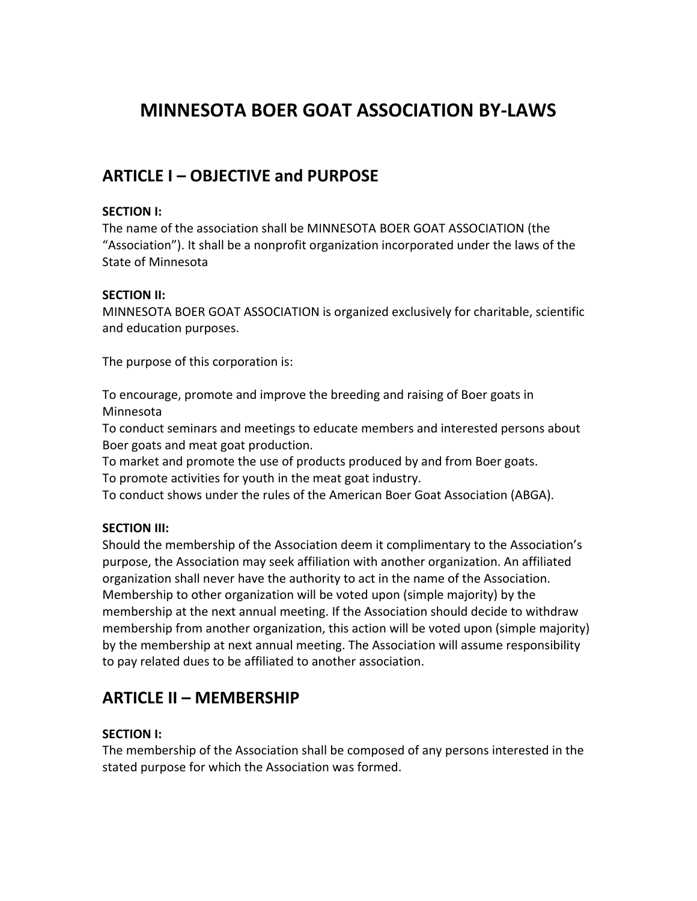# MINNESOTA BOER GOAT ASSOCIATION BY-LAWS

## ARTICLE I – OBJECTIVE and PURPOSE

**SECTION I:**
The name of the association shall be MINNESOTA BOER GOAT ASSOCIATION (the "Association"). It shall be a nonprofit organization incorporated under the laws of the State of Minnesota

**SECTION II:**
MINNESOTA BOER GOAT ASSOCIATION is organized exclusively for charitable, scientific and education purposes.

The purpose of this corporation is:

To encourage, promote and improve the breeding and raising of Boer goats in Minnesota
To conduct seminars and meetings to educate members and interested persons about Boer goats and meat goat production.
To market and promote the use of products produced by and from Boer goats.
To promote activities for youth in the meat goat industry.
To conduct shows under the rules of the American Boer Goat Association (ABGA).

**SECTION III:**
Should the membership of the Association deem it complimentary to the Association's purpose, the Association may seek affiliation with another organization. An affiliated organization shall never have the authority to act in the name of the Association. Membership to other organization will be voted upon (simple majority) by the membership at the next annual meeting. If the Association should decide to withdraw membership from another organization, this action will be voted upon (simple majority) by the membership at next annual meeting. The Association will assume responsibility to pay related dues to be affiliated to another association.

## ARTICLE II – MEMBERSHIP

**SECTION I:**
The membership of the Association shall be composed of any persons interested in the stated purpose for which the Association was formed.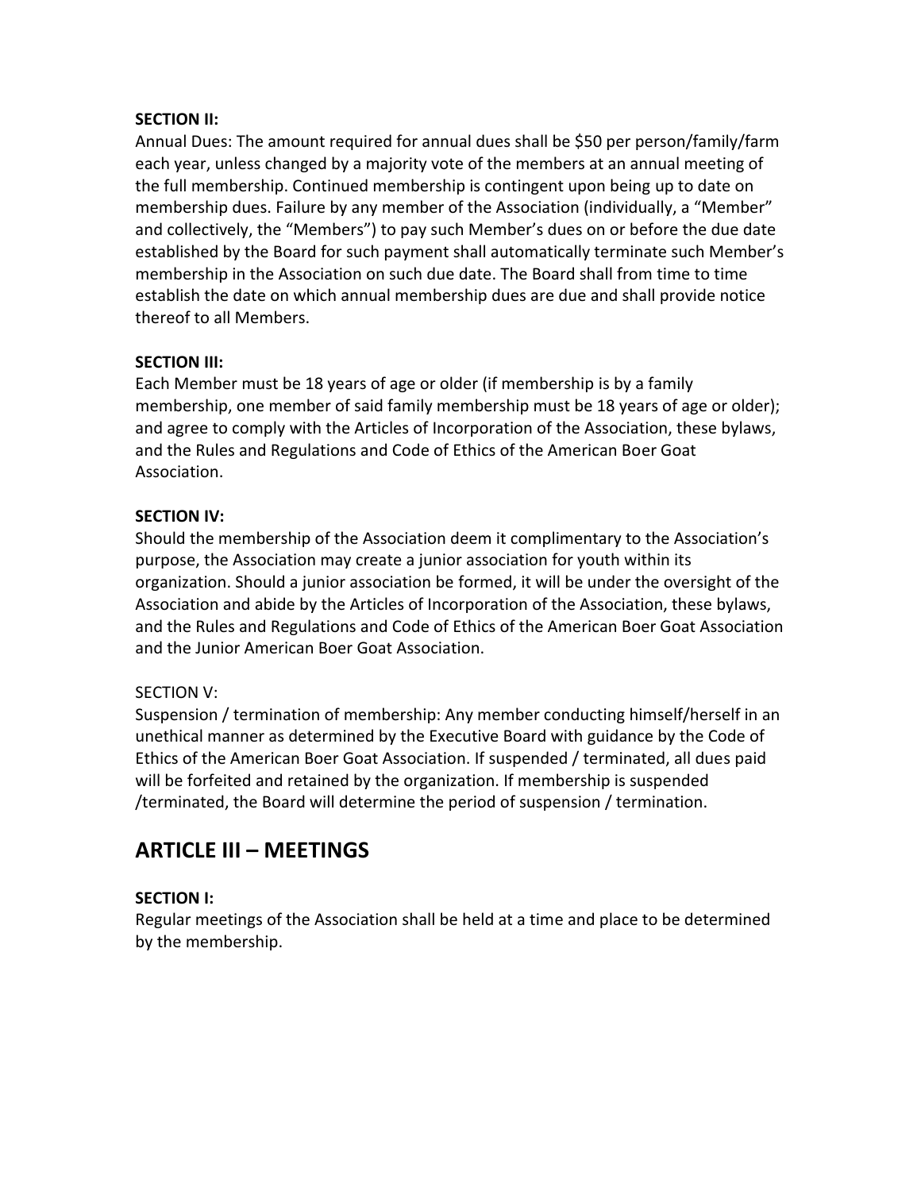**SECTION II:**

Annual Dues: The amount required for annual dues shall be $50 per person/family/farm each year, unless changed by a majority vote of the members at an annual meeting of the full membership. Continued membership is contingent upon being up to date on membership dues. Failure by any member of the Association (individually, a "Member" and collectively, the "Members") to pay such Member's dues on or before the due date established by the Board for such payment shall automatically terminate such Member's membership in the Association on such due date. The Board shall from time to time establish the date on which annual membership dues are due and shall provide notice thereof to all Members.

**SECTION III:**

Each Member must be 18 years of age or older (if membership is by a family membership, one member of said family membership must be 18 years of age or older); and agree to comply with the Articles of Incorporation of the Association, these bylaws, and the Rules and Regulations and Code of Ethics of the American Boer Goat Association.

**SECTION IV:**

Should the membership of the Association deem it complimentary to the Association's purpose, the Association may create a junior association for youth within its organization. Should a junior association be formed, it will be under the oversight of the Association and abide by the Articles of Incorporation of the Association, these bylaws, and the Rules and Regulations and Code of Ethics of the American Boer Goat Association and the Junior American Boer Goat Association.

SECTION V:

Suspension / termination of membership: Any member conducting himself/herself in an unethical manner as determined by the Executive Board with guidance by the Code of Ethics of the American Boer Goat Association. If suspended / terminated, all dues paid will be forfeited and retained by the organization. If membership is suspended /terminated, the Board will determine the period of suspension / termination.

## ARTICLE III – MEETINGS

**SECTION I:**

Regular meetings of the Association shall be held at a time and place to be determined by the membership.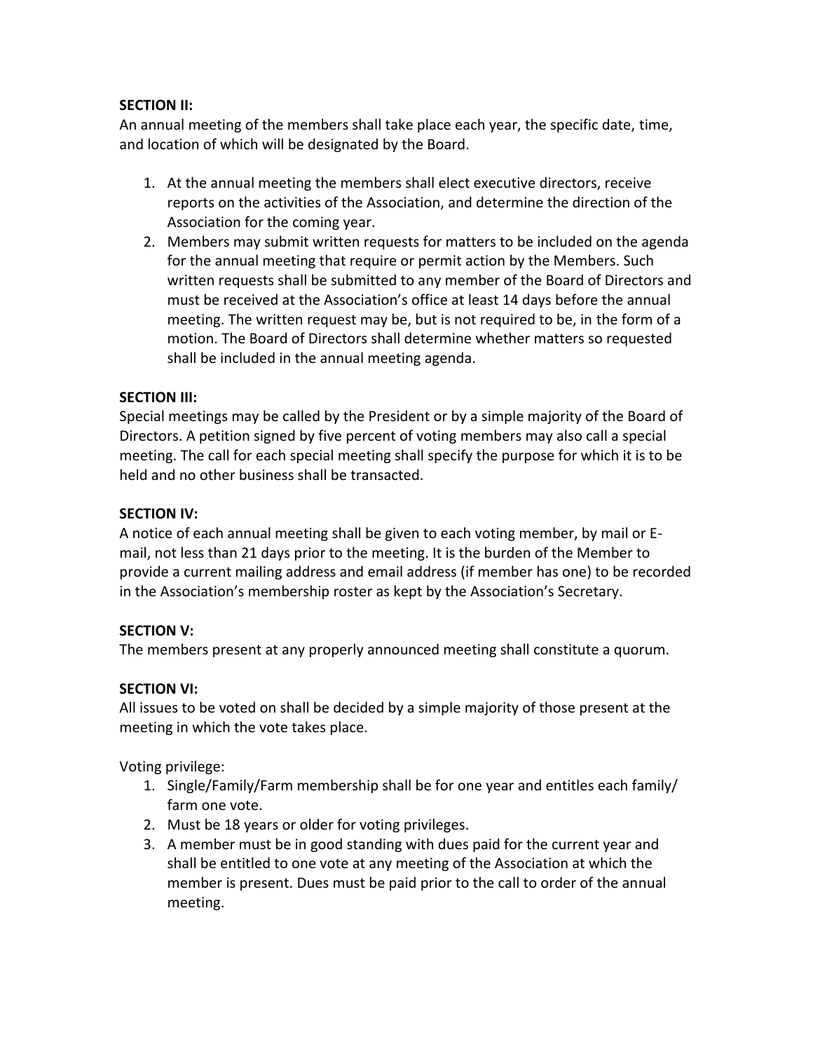**SECTION II:**
An annual meeting of the members shall take place each year, the specific date, time, and location of which will be designated by the Board.

1. At the annual meeting the members shall elect executive directors, receive reports on the activities of the Association, and determine the direction of the Association for the coming year.
2. Members may submit written requests for matters to be included on the agenda for the annual meeting that require or permit action by the Members. Such written requests shall be submitted to any member of the Board of Directors and must be received at the Association's office at least 14 days before the annual meeting. The written request may be, but is not required to be, in the form of a motion. The Board of Directors shall determine whether matters so requested shall be included in the annual meeting agenda.

**SECTION III:**
Special meetings may be called by the President or by a simple majority of the Board of Directors. A petition signed by five percent of voting members may also call a special meeting. The call for each special meeting shall specify the purpose for which it is to be held and no other business shall be transacted.

**SECTION IV:**
A notice of each annual meeting shall be given to each voting member, by mail or E-mail, not less than 21 days prior to the meeting. It is the burden of the Member to provide a current mailing address and email address (if member has one) to be recorded in the Association's membership roster as kept by the Association's Secretary.

**SECTION V:**
The members present at any properly announced meeting shall constitute a quorum.

**SECTION VI:**
All issues to be voted on shall be decided by a simple majority of those present at the meeting in which the vote takes place.

Voting privilege:

1. Single/Family/Farm membership shall be for one year and entitles each family/ farm one vote.
2. Must be 18 years or older for voting privileges.
3. A member must be in good standing with dues paid for the current year and shall be entitled to one vote at any meeting of the Association at which the member is present. Dues must be paid prior to the call to order of the annual meeting.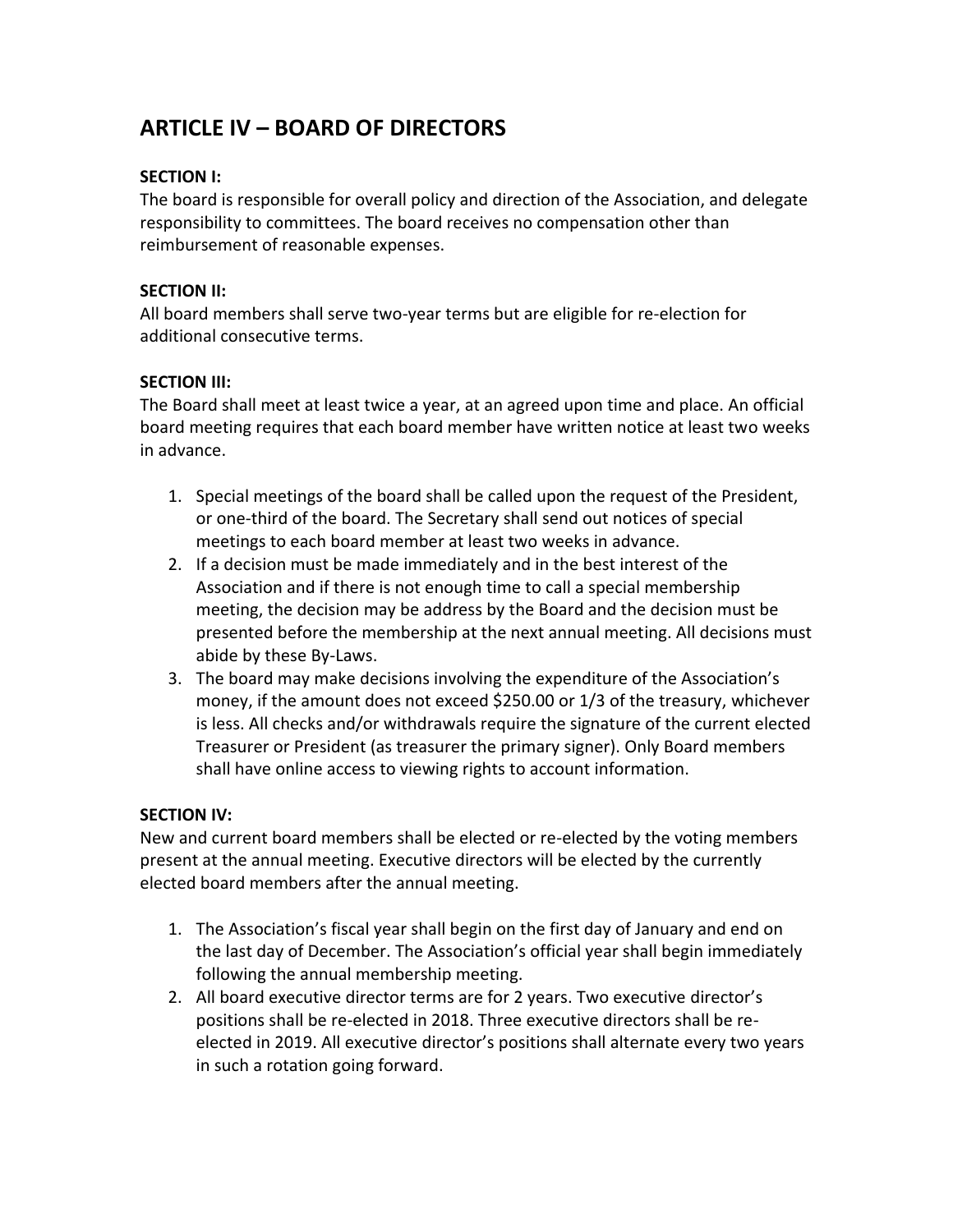## ARTICLE IV – BOARD OF DIRECTORS

**SECTION I:**
The board is responsible for overall policy and direction of the Association, and delegate responsibility to committees. The board receives no compensation other than reimbursement of reasonable expenses.

**SECTION II:**
All board members shall serve two-year terms but are eligible for re-election for additional consecutive terms.

**SECTION III:**
The Board shall meet at least twice a year, at an agreed upon time and place. An official board meeting requires that each board member have written notice at least two weeks in advance.

1. Special meetings of the board shall be called upon the request of the President, or one-third of the board. The Secretary shall send out notices of special meetings to each board member at least two weeks in advance.
2. If a decision must be made immediately and in the best interest of the Association and if there is not enough time to call a special membership meeting, the decision may be address by the Board and the decision must be presented before the membership at the next annual meeting. All decisions must abide by these By-Laws.
3. The board may make decisions involving the expenditure of the Association's money, if the amount does not exceed $250.00 or 1/3 of the treasury, whichever is less. All checks and/or withdrawals require the signature of the current elected Treasurer or President (as treasurer the primary signer). Only Board members shall have online access to viewing rights to account information.

**SECTION IV:**
New and current board members shall be elected or re-elected by the voting members present at the annual meeting. Executive directors will be elected by the currently elected board members after the annual meeting.

1. The Association's fiscal year shall begin on the first day of January and end on the last day of December. The Association's official year shall begin immediately following the annual membership meeting.
2. All board executive director terms are for 2 years. Two executive director's positions shall be re-elected in 2018. Three executive directors shall be re-elected in 2019. All executive director's positions shall alternate every two years in such a rotation going forward.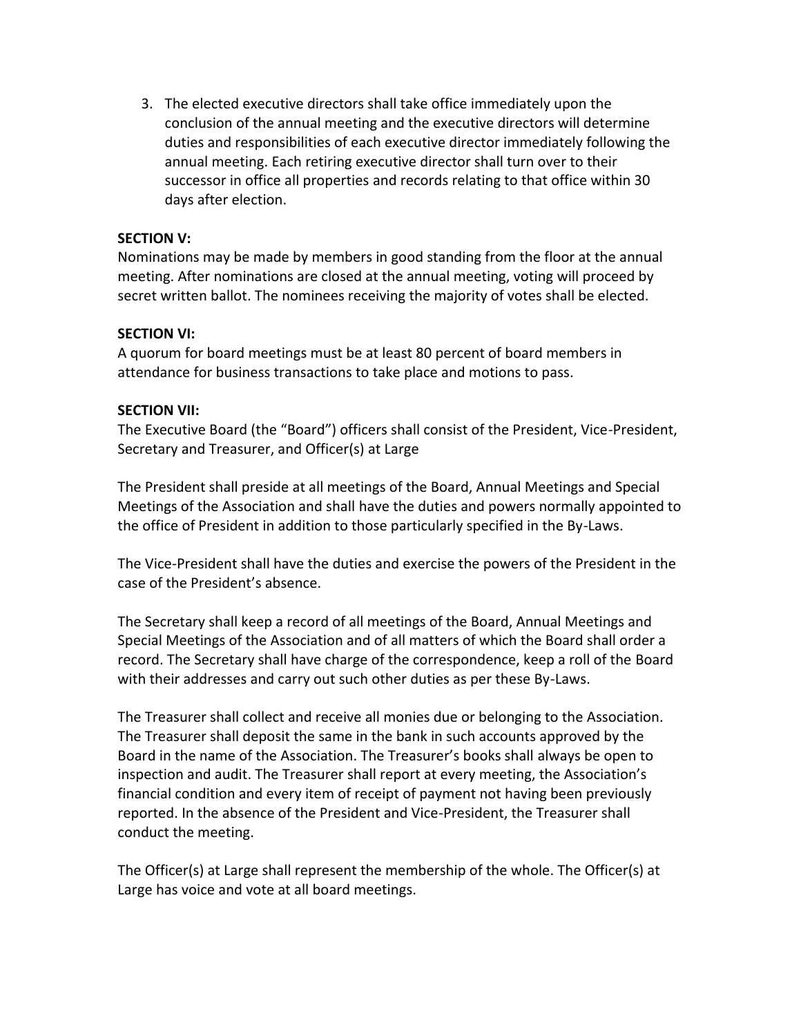3. The elected executive directors shall take office immediately upon the conclusion of the annual meeting and the executive directors will determine duties and responsibilities of each executive director immediately following the annual meeting. Each retiring executive director shall turn over to their successor in office all properties and records relating to that office within 30 days after election.

**SECTION V:**

Nominations may be made by members in good standing from the floor at the annual meeting. After nominations are closed at the annual meeting, voting will proceed by secret written ballot. The nominees receiving the majority of votes shall be elected.

**SECTION VI:**

A quorum for board meetings must be at least 80 percent of board members in attendance for business transactions to take place and motions to pass.

**SECTION VII:**

The Executive Board (the "Board") officers shall consist of the President, Vice-President, Secretary and Treasurer, and Officer(s) at Large

The President shall preside at all meetings of the Board, Annual Meetings and Special Meetings of the Association and shall have the duties and powers normally appointed to the office of President in addition to those particularly specified in the By-Laws.

The Vice-President shall have the duties and exercise the powers of the President in the case of the President's absence.

The Secretary shall keep a record of all meetings of the Board, Annual Meetings and Special Meetings of the Association and of all matters of which the Board shall order a record. The Secretary shall have charge of the correspondence, keep a roll of the Board with their addresses and carry out such other duties as per these By-Laws.

The Treasurer shall collect and receive all monies due or belonging to the Association. The Treasurer shall deposit the same in the bank in such accounts approved by the Board in the name of the Association. The Treasurer's books shall always be open to inspection and audit. The Treasurer shall report at every meeting, the Association's financial condition and every item of receipt of payment not having been previously reported. In the absence of the President and Vice-President, the Treasurer shall conduct the meeting.

The Officer(s) at Large shall represent the membership of the whole. The Officer(s) at Large has voice and vote at all board meetings.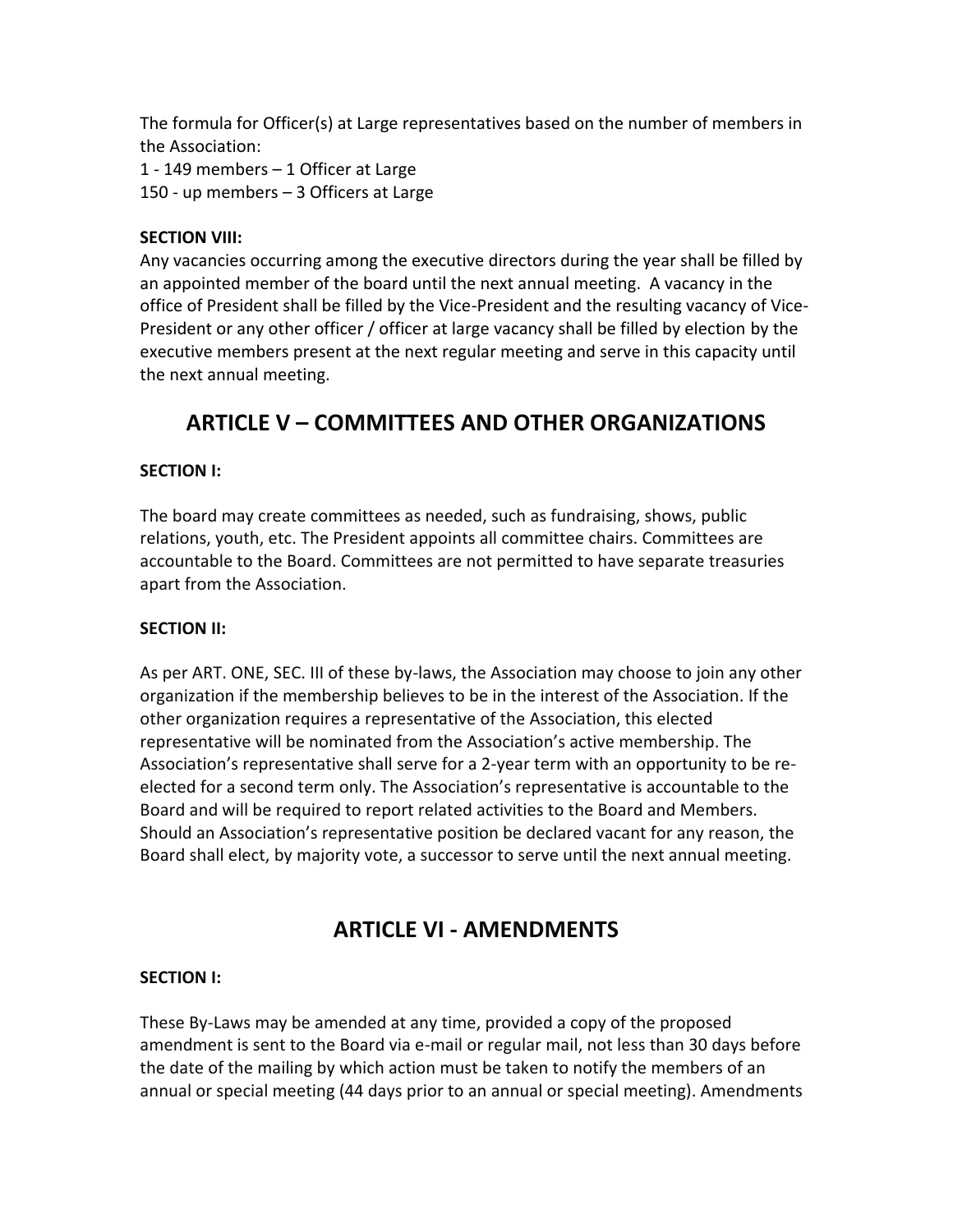The formula for Officer(s) at Large representatives based on the number of members in the Association:

1 - 149 members – 1 Officer at Large
150 - up members – 3 Officers at Large

**SECTION VIII:**

Any vacancies occurring among the executive directors during the year shall be filled by an appointed member of the board until the next annual meeting. A vacancy in the office of President shall be filled by the Vice-President and the resulting vacancy of Vice-President or any other officer / officer at large vacancy shall be filled by election by the executive members present at the next regular meeting and serve in this capacity until the next annual meeting.

## ARTICLE V – COMMITTEES AND OTHER ORGANIZATIONS

**SECTION I:**

The board may create committees as needed, such as fundraising, shows, public relations, youth, etc. The President appoints all committee chairs. Committees are accountable to the Board. Committees are not permitted to have separate treasuries apart from the Association.

**SECTION II:**

As per ART. ONE, SEC. III of these by-laws, the Association may choose to join any other organization if the membership believes to be in the interest of the Association. If the other organization requires a representative of the Association, this elected representative will be nominated from the Association's active membership. The Association's representative shall serve for a 2-year term with an opportunity to be re-elected for a second term only. The Association's representative is accountable to the Board and will be required to report related activities to the Board and Members. Should an Association's representative position be declared vacant for any reason, the Board shall elect, by majority vote, a successor to serve until the next annual meeting.

## ARTICLE VI - AMENDMENTS

**SECTION I:**

These By-Laws may be amended at any time, provided a copy of the proposed amendment is sent to the Board via e-mail or regular mail, not less than 30 days before the date of the mailing by which action must be taken to notify the members of an annual or special meeting (44 days prior to an annual or special meeting). Amendments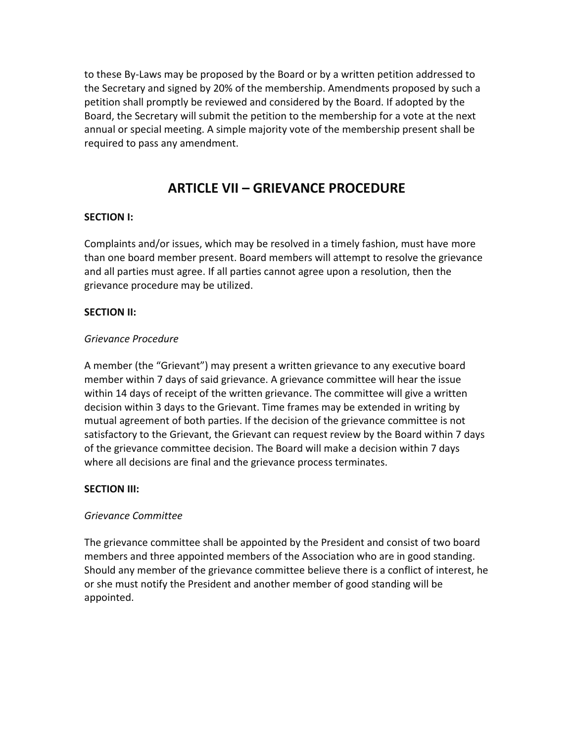to these By-Laws may be proposed by the Board or by a written petition addressed to the Secretary and signed by 20% of the membership. Amendments proposed by such a petition shall promptly be reviewed and considered by the Board. If adopted by the Board, the Secretary will submit the petition to the membership for a vote at the next annual or special meeting. A simple majority vote of the membership present shall be required to pass any amendment.

## ARTICLE VII – GRIEVANCE PROCEDURE

**SECTION I:**

Complaints and/or issues, which may be resolved in a timely fashion, must have more than one board member present. Board members will attempt to resolve the grievance and all parties must agree. If all parties cannot agree upon a resolution, then the grievance procedure may be utilized.

**SECTION II:**

*Grievance Procedure*

A member (the "Grievant") may present a written grievance to any executive board member within 7 days of said grievance. A grievance committee will hear the issue within 14 days of receipt of the written grievance. The committee will give a written decision within 3 days to the Grievant. Time frames may be extended in writing by mutual agreement of both parties. If the decision of the grievance committee is not satisfactory to the Grievant, the Grievant can request review by the Board within 7 days of the grievance committee decision. The Board will make a decision within 7 days where all decisions are final and the grievance process terminates.

**SECTION III:**

*Grievance Committee*

The grievance committee shall be appointed by the President and consist of two board members and three appointed members of the Association who are in good standing. Should any member of the grievance committee believe there is a conflict of interest, he or she must notify the President and another member of good standing will be appointed.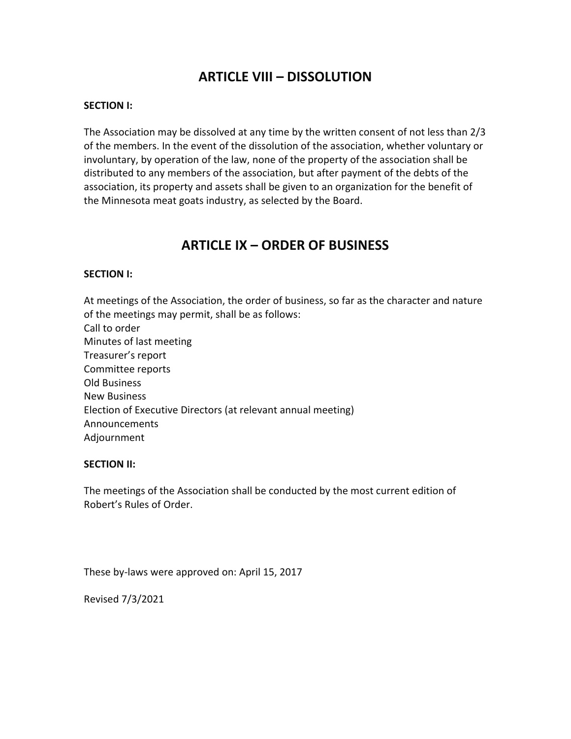## ARTICLE VIII – DISSOLUTION

**SECTION I:**

The Association may be dissolved at any time by the written consent of not less than 2/3 of the members. In the event of the dissolution of the association, whether voluntary or involuntary, by operation of the law, none of the property of the association shall be distributed to any members of the association, but after payment of the debts of the association, its property and assets shall be given to an organization for the benefit of the Minnesota meat goats industry, as selected by the Board.

## ARTICLE IX – ORDER OF BUSINESS

**SECTION I:**

At meetings of the Association, the order of business, so far as the character and nature of the meetings may permit, shall be as follows:

Call to order
Minutes of last meeting
Treasurer's report
Committee reports
Old Business
New Business
Election of Executive Directors (at relevant annual meeting)
Announcements
Adjournment

**SECTION II:**

The meetings of the Association shall be conducted by the most current edition of Robert's Rules of Order.

These by-laws were approved on: April 15, 2017

Revised 7/3/2021